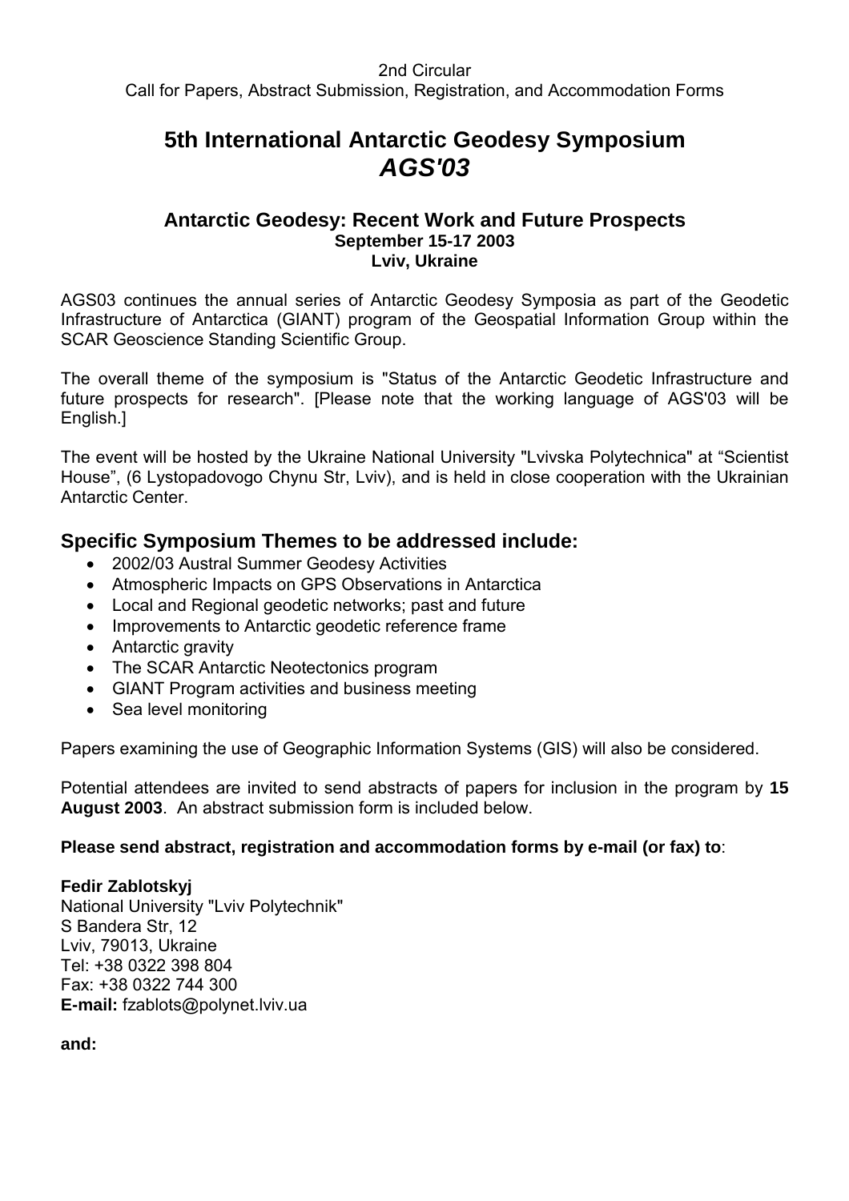2nd Circular

Call for Papers, Abstract Submission, Registration, and Accommodation Forms

# 5th International Antarctic Geodesy Symposium *AGS'03*

### Antarctic Geodesy: Recent Work and Future Prospects

**September 15-17 2003**

**Lviv, Ukraine**

AGS03 continues the annual series of Antarctic Geodesy Symposia as part of the Geodetic Infrastructure of Antarctica (GIANT) program of the Geospatial Information Group within the SCAR Geoscience Standing Scientific Group.

The overall theme of the symposium is "Status of the Antarctic Geodetic Infrastructure and future prospects for research". [Please note that the working language of AGS'03 will be English.]

The event will be hosted by the Ukraine National University "Lvivska Polytechnica" at "Scientist House", (6 Lystopadovogo Chynu Str, Lviv), and is held in close cooperation with the Ukrainian Antarctic Center.

## Specific Symposium Themes to be addressed include:

- 2002/03 Austral Summer Geodesy Activities
- Atmospheric Impacts on GPS Observations in Antarctica
- Local and Regional geodetic networks; past and future
- Improvements to Antarctic geodetic reference frame
- Antarctic gravity
- The SCAR Antarctic Neotectonics program
- GIANT Program activities and business meeting
- Sea level monitoring

Papers examining the use of Geographic Information Systems (GIS) will also be considered.

Potential attendees are invited to send abstracts of papers for inclusion in the program by **15 August 2003**. An abstract submission form is included below.

**Please send abstract, registration and accommodation forms by e-mail (or fax) to**:

**Fedir Zablotskyj**
National University "Lviv Polytechnik"
S Bandera Str, 12
Lviv, 79013, Ukraine
Tel: +38 0322 398 804
Fax: +38 0322 744 300
**E-mail:** fzablots@polynet.lviv.ua

**and:**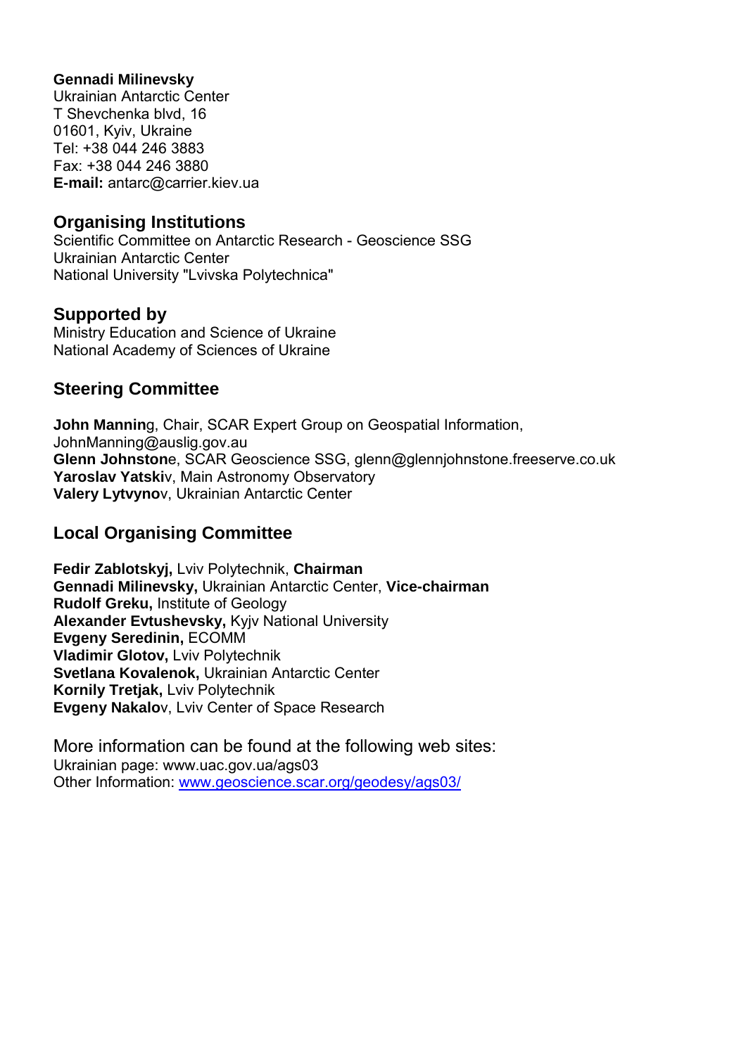**Gennadi Milinevsky**
Ukrainian Antarctic Center
T Shevchenka blvd, 16
01601, Kyiv, Ukraine
Tel: +38 044 246 3883
Fax: +38 044 246 3880
**E-mail:** antarc@carrier.kiev.ua

## Organising Institutions

Scientific Committee on Antarctic Research - Geoscience SSG
Ukrainian Antarctic Center
National University "Lvivska Polytechnica"

## Supported by

Ministry Education and Science of Ukraine
National Academy of Sciences of Ukraine

## Steering Committee

**John Mannin**g, Chair, SCAR Expert Group on Geospatial Information, JohnManning@auslig.gov.au
**Glenn Johnston**e, SCAR Geoscience SSG, glenn@glennjohnstone.freeserve.co.uk
**Yaroslav Yatski**v, Main Astronomy Observatory
**Valery Lytvyno**v, Ukrainian Antarctic Center

## Local Organising Committee

**Fedir Zablotskyj,** Lviv Polytechnik, **Chairman**
**Gennadi Milinevsky,** Ukrainian Antarctic Center, **Vice-chairman**
**Rudolf Greku,** Institute of Geology
**Alexander Evtushevsky,** Kyjv National University
**Evgeny Seredinin,** ECOMM
**Vladimir Glotov,** Lviv Polytechnik
**Svetlana Kovalenok,** Ukrainian Antarctic Center
**Kornily Tretjak,** Lviv Polytechnik
**Evgeny Nakalo**v, Lviv Center of Space Research

More information can be found at the following web sites:
Ukrainian page: www.uac.gov.ua/ags03
Other Information: www.geoscience.scar.org/geodesy/ags03/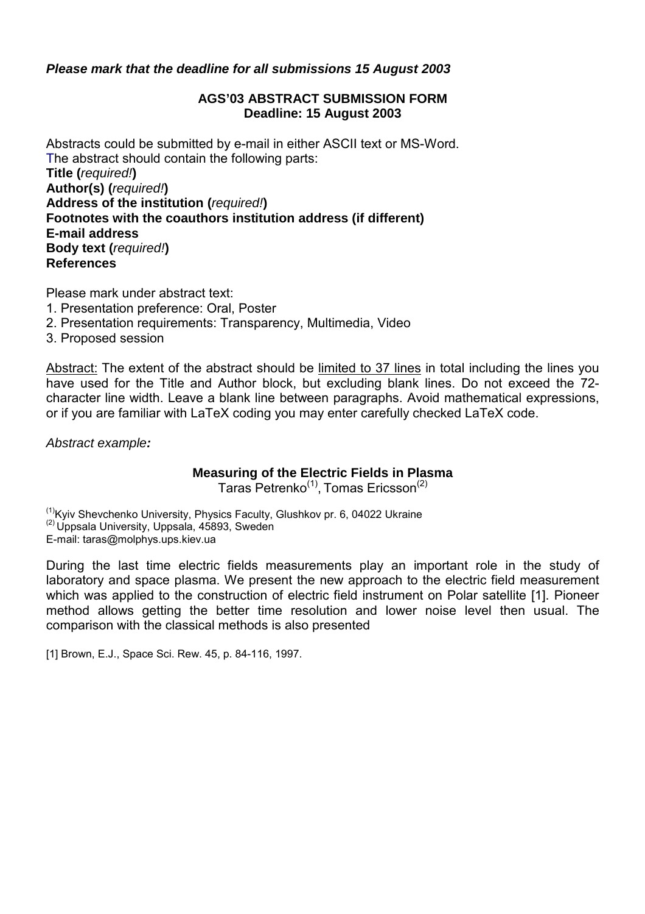***Please mark that the deadline for all submissions 15 August 2003***

**AGS'03 ABSTRACT SUBMISSION FORM**
**Deadline: 15 August 2003**

Abstracts could be submitted by e-mail in either ASCII text or MS-Word.
The abstract should contain the following parts:
**Title (*required!*)**
**Author(s) (*required!*)**
**Address of the institution (*required!*)**
**Footnotes with the coauthors institution address (if different)**
**E-mail address**
**Body text (*required!*)**
**References**

Please mark under abstract text:
1. Presentation preference: Oral, Poster
2. Presentation requirements: Transparency, Multimedia, Video
3. Proposed session

Abstract: The extent of the abstract should be limited to 37 lines in total including the lines you have used for the Title and Author block, but excluding blank lines. Do not exceed the 72-character line width. Leave a blank line between paragraphs. Avoid mathematical expressions, or if you are familiar with LaTeX coding you may enter carefully checked LaTeX code.

*Abstract example:*

**Measuring of the Electric Fields in Plasma**
Taras Petrenko(1), Tomas Ericsson(2)

(1)Kyiv Shevchenko University, Physics Faculty, Glushkov pr. 6, 04022 Ukraine
(2) Uppsala University, Uppsala, 45893, Sweden
E-mail: taras@molphys.ups.kiev.ua

During the last time electric fields measurements play an important role in the study of laboratory and space plasma. We present the new approach to the electric field measurement which was applied to the construction of electric field instrument on Polar satellite [1]. Pioneer method allows getting the better time resolution and lower noise level then usual. The comparison with the classical methods is also presented

[1] Brown, E.J., Space Sci. Rew. 45, p. 84-116, 1997.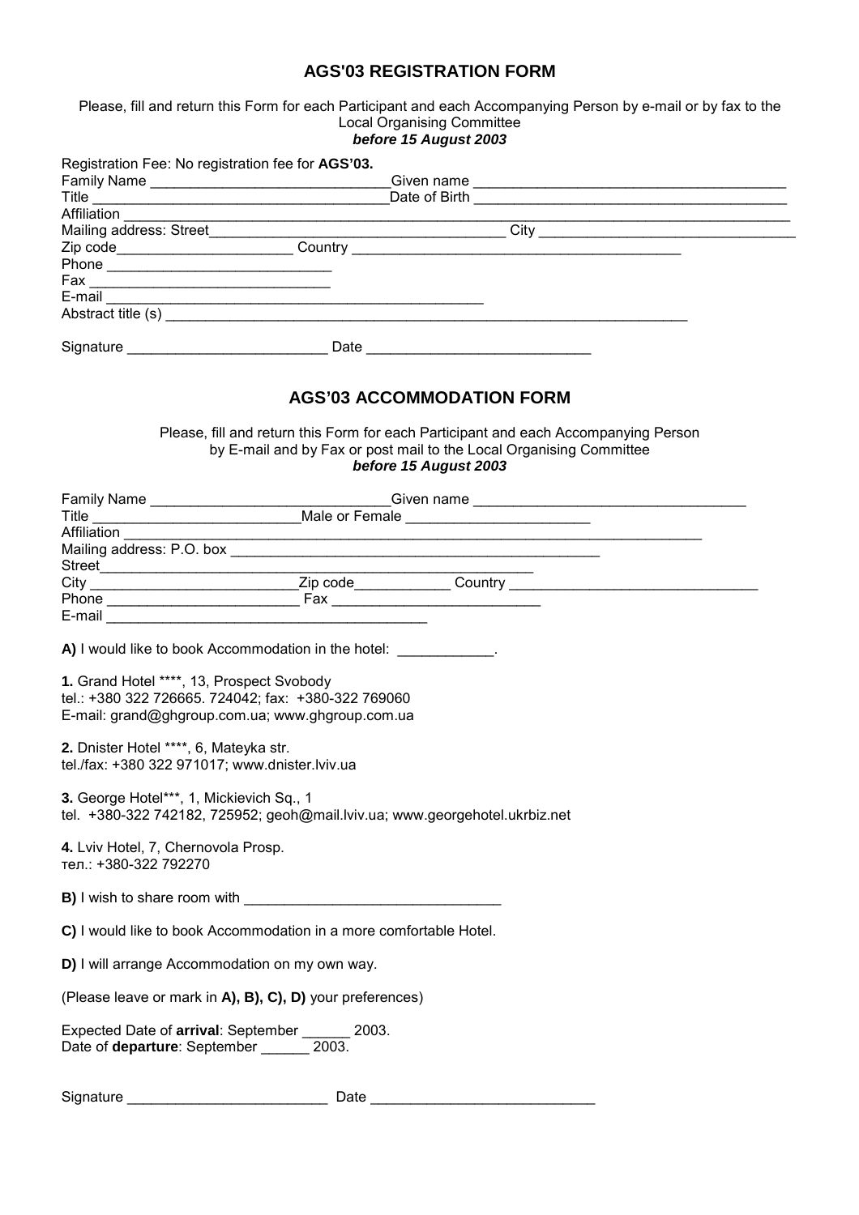## AGS'03 REGISTRATION FORM

Please, fill and return this Form for each Participant and each Accompanying Person by e-mail or by fax to the Local Organising Committee
***before 15 August 2003***

Registration Fee: No registration fee for **AGS'03.**

Family Name ______________________________Given name ________________________________________

Title ____________________________________Date of Birth _______________________________________

Affiliation ___________________________________________________________________________________

Mailing address: Street_____________________________________ City ________________________________

Zip code______________________ Country __________________________________________

Phone ____________________________

Fax ______________________________

E-mail ______________________________________________

Abstract title (s) ____________________________________________________________________

Signature _________________________ Date ____________________________

## AGS'03 ACCOMMODATION FORM

Please, fill and return this Form for each Participant and each Accompanying Person by E-mail and by Fax or post mail to the Local Organising Committee
***before 15 August 2003***

Family Name ______________________________Given name __________________________________

Title __________________________Male or Female _______________________

Affiliation _____________________________________________________________________________

Mailing address: P.O. box _______________________________________________

Street______________________________________________________________

City __________________________Zip code____________ Country ________________________________

Phone ________________________ Fax __________________________

E-mail ________________________________________

**A)** I would like to book Accommodation in the hotel: ____________.

**1.** Grand Hotel ****, 13, Prospect Svobody
tel.: +380 322 726665. 724042; fax: +380-322 769060
E-mail: grand@ghgroup.com.ua; www.ghgroup.com.ua

**2.** Dnister Hotel ****, 6, Mateyka str.
tel./fax: +380 322 971017; www.dnister.lviv.ua

**3.** George Hotel***, 1, Mickievich Sq., 1
tel. +380-322 742182, 725952; geoh@mail.lviv.ua; www.georgehotel.ukrbiz.net

**4.** Lviv Hotel, 7, Chernovola Prosp.
тел.: +380-322 792270

**B)** I wish to share room with _______________________________

**C)** I would like to book Accommodation in a more comfortable Hotel.

**D)** I will arrange Accommodation on my own way.

(Please leave or mark in **A), B), C), D)** your preferences)

Expected Date of **arrival**: September ______ 2003.
Date of **departure**: September ______ 2003.

Signature _________________________ Date ____________________________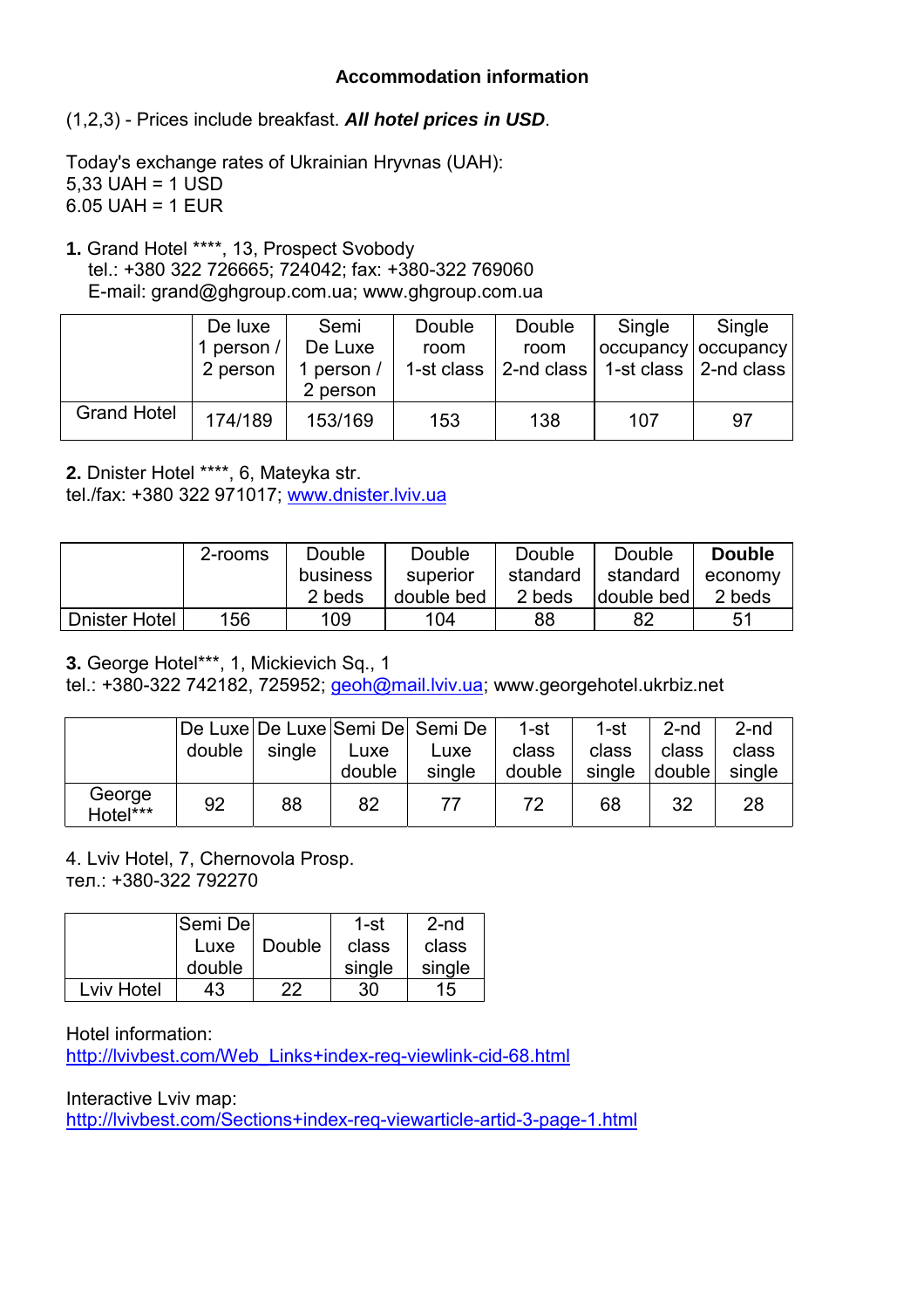## Accommodation information

(1,2,3) - Prices include breakfast. ***All hotel prices in USD***.

Today's exchange rates of Ukrainian Hryvnas (UAH):
5,33 UAH = 1 USD
6.05 UAH = 1 EUR

**1.** Grand Hotel ****, 13, Prospect Svobody
tel.: +380 322 726665; 724042; fax: +380-322 769060
E-mail: grand@ghgroup.com.ua; www.ghgroup.com.ua

| | De luxe 1 person / 2 person | Semi De Luxe 1 person / 2 person | Double room 1-st class | Double room 2-nd class | Single occupancy 1-st class | Single occupancy 2-nd class |
|---|---|---|---|---|---|---|
| Grand Hotel | 174/189 | 153/169 | 153 | 138 | 107 | 97 |

**2.** Dnister Hotel ****, 6, Mateyka str.
tel./fax: +380 322 971017; www.dnister.lviv.ua

| | 2-rooms | Double business 2 beds | Double superior double bed | Double standard 2 beds | Double standard double bed | **Double** economy 2 beds |
|---|---|---|---|---|---|---|
| Dnister Hotel | 156 | 109 | 104 | 88 | 82 | 51 |

**3.** George Hotel***, 1, Mickievich Sq., 1
tel.: +380-322 742182, 725952; geoh@mail.lviv.ua; www.georgehotel.ukrbiz.net

| | De Luxe double | De Luxe single | Semi De Luxe double | Semi De Luxe single | 1-st class double | 1-st class single | 2-nd class double | 2-nd class single |
|---|---|---|---|---|---|---|---|---|
| George Hotel*** | 92 | 88 | 82 | 77 | 72 | 68 | 32 | 28 |

4. Lviv Hotel, 7, Chernovola Prosp.
тел.: +380-322 792270

| | Semi De Luxe double | Double | 1-st class single | 2-nd class single |
|---|---|---|---|---|
| Lviv Hotel | 43 | 22 | 30 | 15 |

Hotel information:
http://lvivbest.com/Web_Links+index-req-viewlink-cid-68.html

Interactive Lviv map:
http://lvivbest.com/Sections+index-req-viewarticle-artid-3-page-1.html